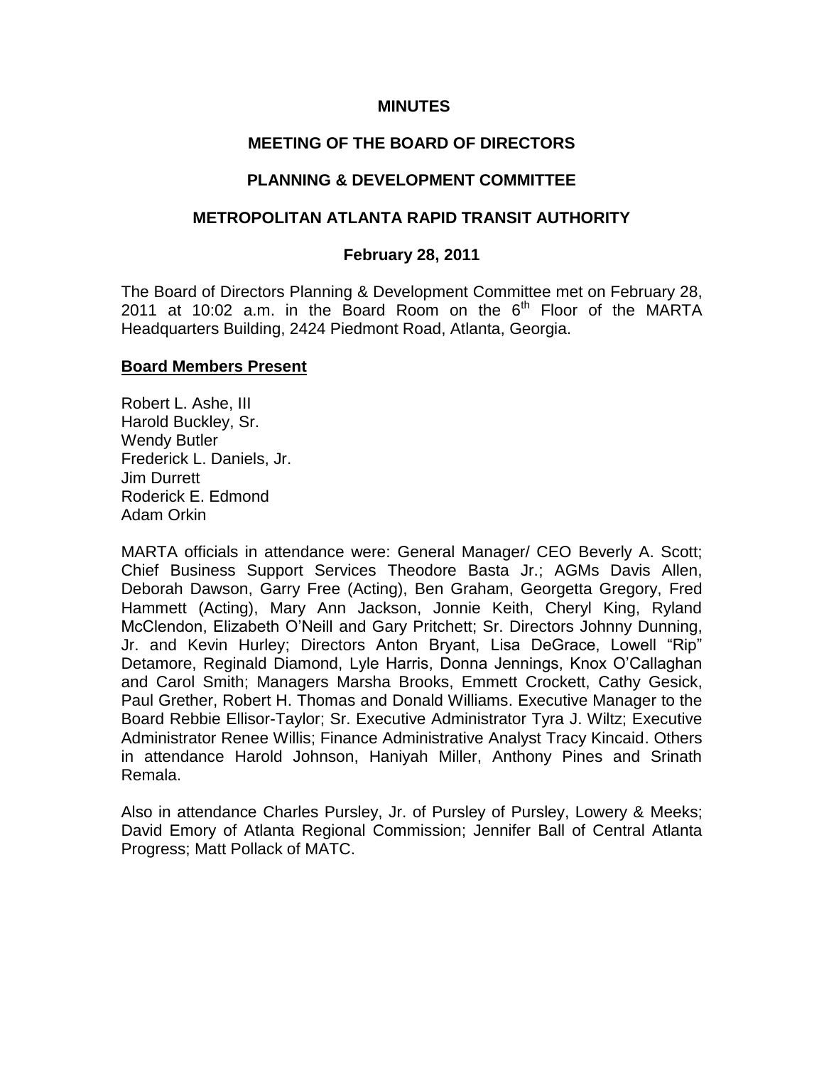**MINUTES**

**MEETING OF THE BOARD OF DIRECTORS**

**PLANNING & DEVELOPMENT COMMITTEE**

**METROPOLITAN ATLANTA RAPID TRANSIT AUTHORITY**

**February 28, 2011**

The Board of Directors Planning & Development Committee met on February 28, 2011 at 10:02 a.m. in the Board Room on the 6th Floor of the MARTA Headquarters Building, 2424 Piedmont Road, Atlanta, Georgia.

**Board Members Present**

Robert L. Ashe, III
Harold Buckley, Sr.
Wendy Butler
Frederick L. Daniels, Jr.
Jim Durrett
Roderick E. Edmond
Adam Orkin

MARTA officials in attendance were: General Manager/ CEO Beverly A. Scott; Chief Business Support Services Theodore Basta Jr.; AGMs Davis Allen, Deborah Dawson, Garry Free (Acting), Ben Graham, Georgetta Gregory, Fred Hammett (Acting), Mary Ann Jackson, Jonnie Keith, Cheryl King, Ryland McClendon, Elizabeth O'Neill and Gary Pritchett; Sr. Directors Johnny Dunning, Jr. and Kevin Hurley; Directors Anton Bryant, Lisa DeGrace, Lowell "Rip" Detamore, Reginald Diamond, Lyle Harris, Donna Jennings, Knox O'Callaghan and Carol Smith; Managers Marsha Brooks, Emmett Crockett, Cathy Gesick, Paul Grether, Robert H. Thomas and Donald Williams. Executive Manager to the Board Rebbie Ellisor-Taylor; Sr. Executive Administrator Tyra J. Wiltz; Executive Administrator Renee Willis; Finance Administrative Analyst Tracy Kincaid. Others in attendance Harold Johnson, Haniyah Miller, Anthony Pines and Srinath Remala.

Also in attendance Charles Pursley, Jr. of Pursley of Pursley, Lowery & Meeks; David Emory of Atlanta Regional Commission; Jennifer Ball of Central Atlanta Progress; Matt Pollack of MATC.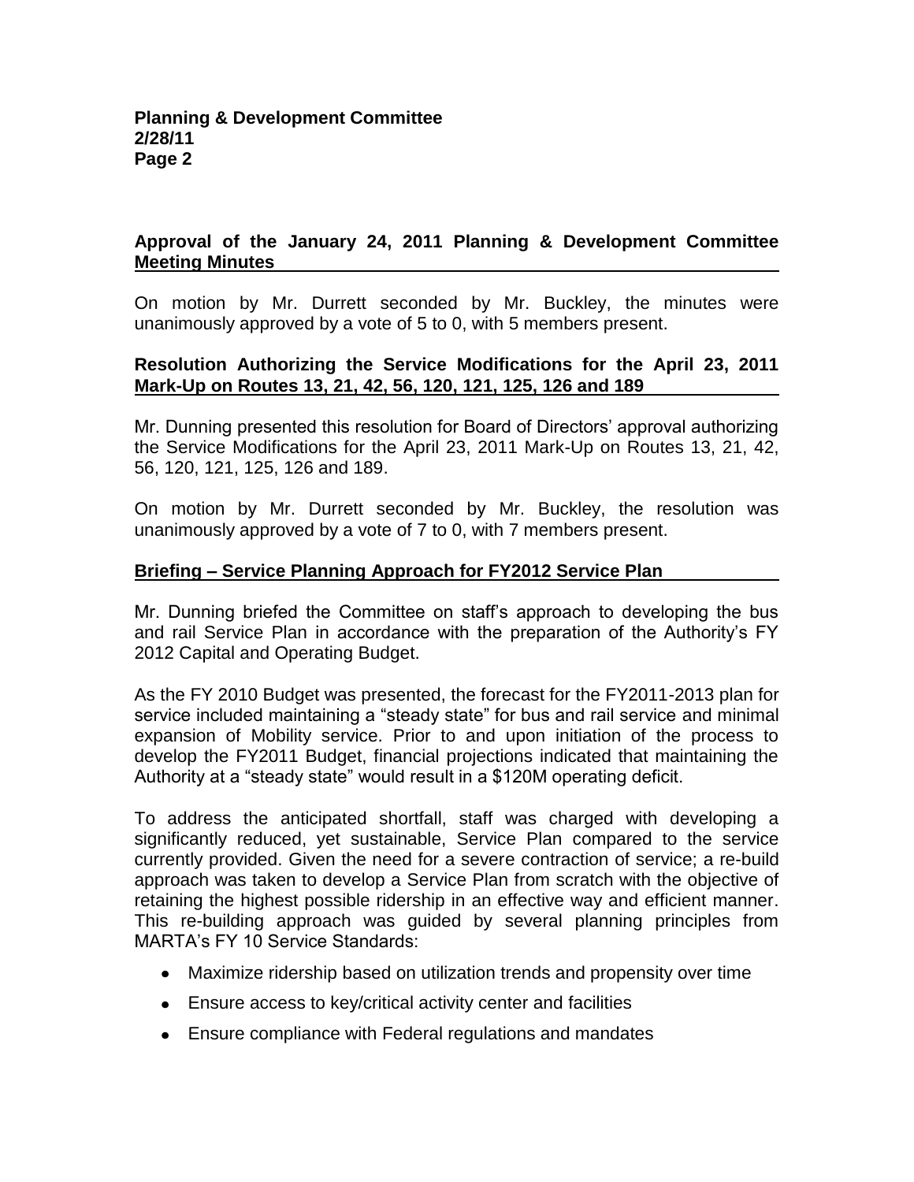## Approval of the January 24, 2011 Planning & Development Committee Meeting Minutes

On motion by Mr. Durrett seconded by Mr. Buckley, the minutes were unanimously approved by a vote of 5 to 0, with 5 members present.

## Resolution Authorizing the Service Modifications for the April 23, 2011 Mark-Up on Routes 13, 21, 42, 56, 120, 121, 125, 126 and 189

Mr. Dunning presented this resolution for Board of Directors' approval authorizing the Service Modifications for the April 23, 2011 Mark-Up on Routes 13, 21, 42, 56, 120, 121, 125, 126 and 189.

On motion by Mr. Durrett seconded by Mr. Buckley, the resolution was unanimously approved by a vote of 7 to 0, with 7 members present.

## Briefing – Service Planning Approach for FY2012 Service Plan

Mr. Dunning briefed the Committee on staff's approach to developing the bus and rail Service Plan in accordance with the preparation of the Authority's FY 2012 Capital and Operating Budget.

As the FY 2010 Budget was presented, the forecast for the FY2011-2013 plan for service included maintaining a "steady state" for bus and rail service and minimal expansion of Mobility service. Prior to and upon initiation of the process to develop the FY2011 Budget, financial projections indicated that maintaining the Authority at a "steady state" would result in a $120M operating deficit.

To address the anticipated shortfall, staff was charged with developing a significantly reduced, yet sustainable, Service Plan compared to the service currently provided. Given the need for a severe contraction of service; a re-build approach was taken to develop a Service Plan from scratch with the objective of retaining the highest possible ridership in an effective way and efficient manner. This re-building approach was guided by several planning principles from MARTA's FY 10 Service Standards:

- Maximize ridership based on utilization trends and propensity over time
- Ensure access to key/critical activity center and facilities
- Ensure compliance with Federal regulations and mandates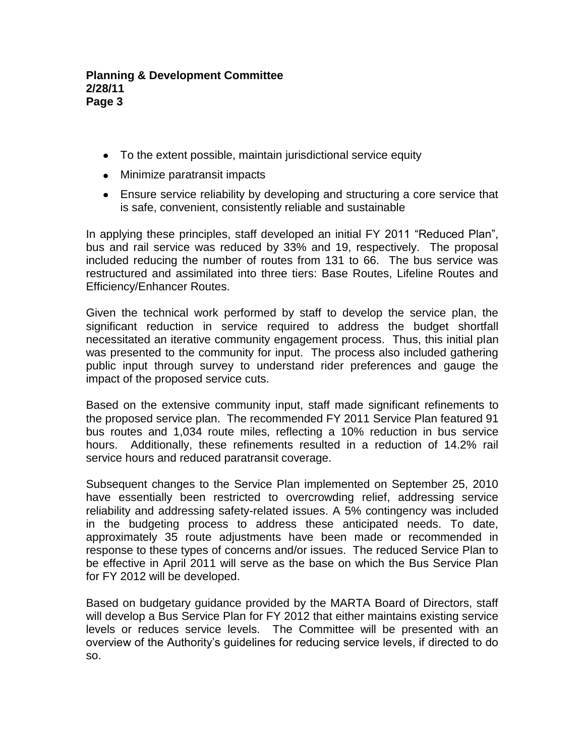- To the extent possible, maintain jurisdictional service equity
- Minimize paratransit impacts
- Ensure service reliability by developing and structuring a core service that is safe, convenient, consistently reliable and sustainable

In applying these principles, staff developed an initial FY 2011 "Reduced Plan", bus and rail service was reduced by 33% and 19, respectively. The proposal included reducing the number of routes from 131 to 66. The bus service was restructured and assimilated into three tiers: Base Routes, Lifeline Routes and Efficiency/Enhancer Routes.

Given the technical work performed by staff to develop the service plan, the significant reduction in service required to address the budget shortfall necessitated an iterative community engagement process. Thus, this initial plan was presented to the community for input. The process also included gathering public input through survey to understand rider preferences and gauge the impact of the proposed service cuts.

Based on the extensive community input, staff made significant refinements to the proposed service plan. The recommended FY 2011 Service Plan featured 91 bus routes and 1,034 route miles, reflecting a 10% reduction in bus service hours. Additionally, these refinements resulted in a reduction of 14.2% rail service hours and reduced paratransit coverage.

Subsequent changes to the Service Plan implemented on September 25, 2010 have essentially been restricted to overcrowding relief, addressing service reliability and addressing safety-related issues. A 5% contingency was included in the budgeting process to address these anticipated needs. To date, approximately 35 route adjustments have been made or recommended in response to these types of concerns and/or issues. The reduced Service Plan to be effective in April 2011 will serve as the base on which the Bus Service Plan for FY 2012 will be developed.

Based on budgetary guidance provided by the MARTA Board of Directors, staff will develop a Bus Service Plan for FY 2012 that either maintains existing service levels or reduces service levels. The Committee will be presented with an overview of the Authority's guidelines for reducing service levels, if directed to do so.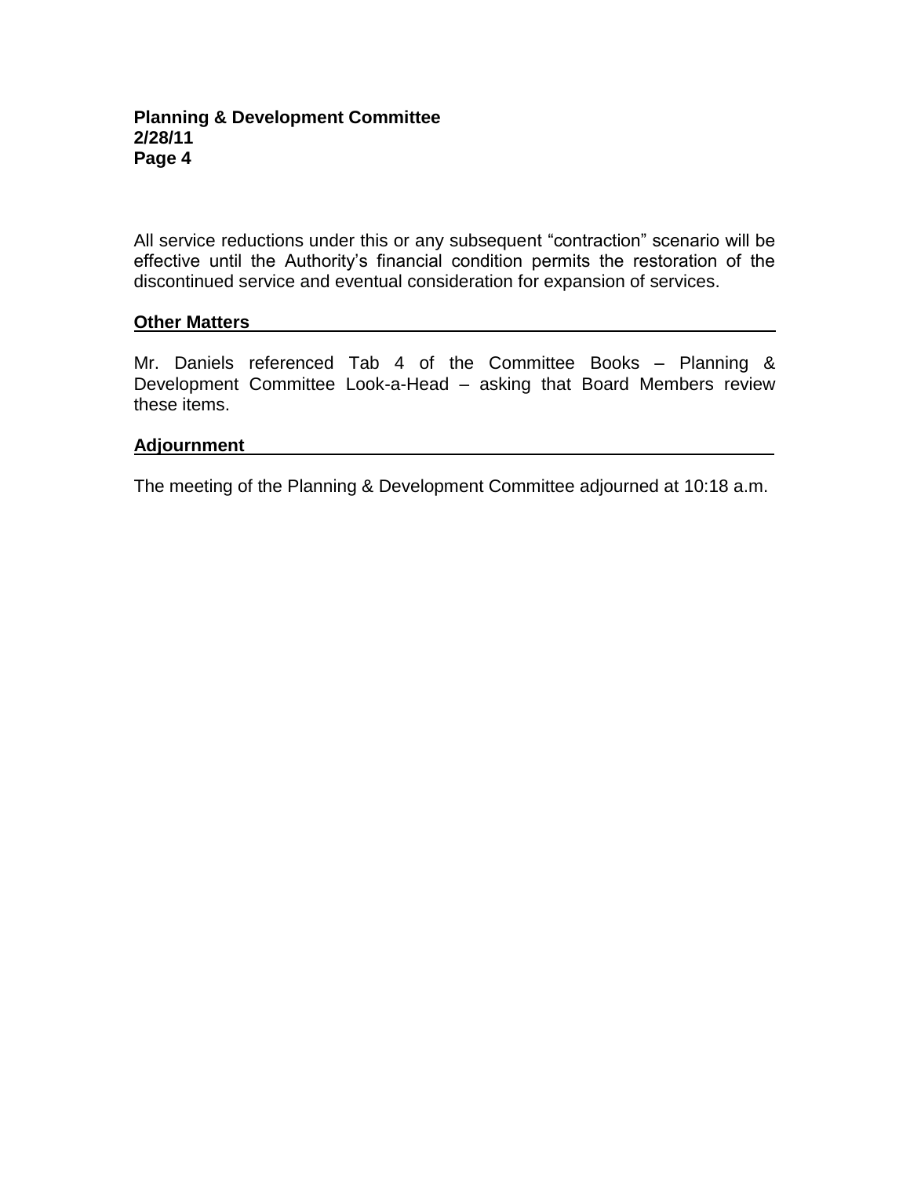All service reductions under this or any subsequent “contraction” scenario will be effective until the Authority’s financial condition permits the restoration of the discontinued service and eventual consideration for expansion of services.

## Other Matters

Mr. Daniels referenced Tab 4 of the Committee Books – Planning & Development Committee Look-a-Head – asking that Board Members review these items.

## Adjournment

The meeting of the Planning & Development Committee adjourned at 10:18 a.m.